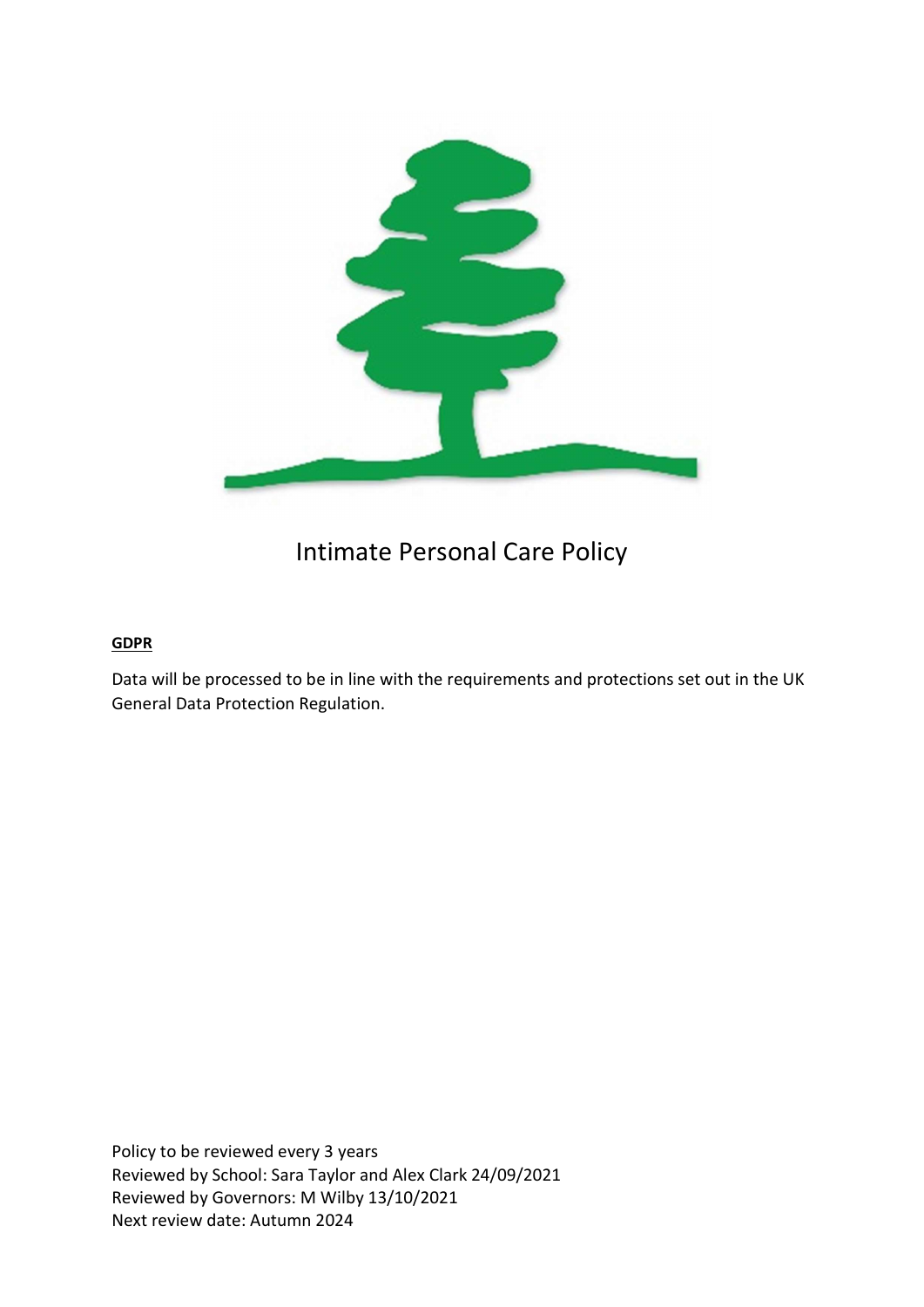# Intimate Personal Care Policy

**GDPR**

Data will be processed to be in line with the requirements and protections set out in the UK General Data Protection Regulation.

Policy to be reviewed every 3 years
Reviewed by School: Sara Taylor and Alex Clark 24/09/2021
Reviewed by Governors: M Wilby 13/10/2021
Next review date: Autumn 2024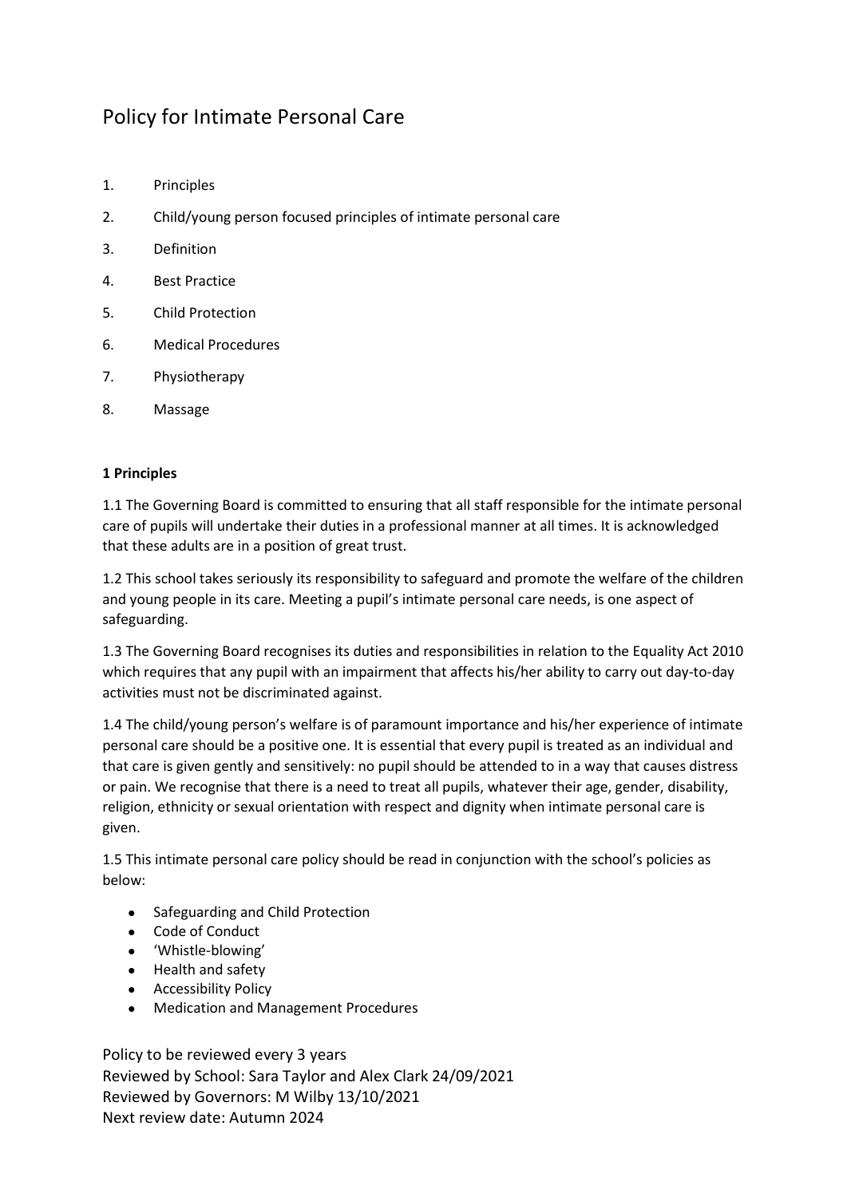# Policy for Intimate Personal Care

1. Principles
2. Child/young person focused principles of intimate personal care
3. Definition
4. Best Practice
5. Child Protection
6. Medical Procedures
7. Physiotherapy
8. Massage

**1 Principles**

1.1 The Governing Board is committed to ensuring that all staff responsible for the intimate personal care of pupils will undertake their duties in a professional manner at all times. It is acknowledged that these adults are in a position of great trust.

1.2 This school takes seriously its responsibility to safeguard and promote the welfare of the children and young people in its care. Meeting a pupil's intimate personal care needs, is one aspect of safeguarding.

1.3 The Governing Board recognises its duties and responsibilities in relation to the Equality Act 2010 which requires that any pupil with an impairment that affects his/her ability to carry out day-to-day activities must not be discriminated against.

1.4 The child/young person's welfare is of paramount importance and his/her experience of intimate personal care should be a positive one. It is essential that every pupil is treated as an individual and that care is given gently and sensitively: no pupil should be attended to in a way that causes distress or pain. We recognise that there is a need to treat all pupils, whatever their age, gender, disability, religion, ethnicity or sexual orientation with respect and dignity when intimate personal care is given.

1.5 This intimate personal care policy should be read in conjunction with the school's policies as below:

- Safeguarding and Child Protection
- Code of Conduct
- 'Whistle-blowing'
- Health and safety
- Accessibility Policy
- Medication and Management Procedures

Policy to be reviewed every 3 years
Reviewed by School: Sara Taylor and Alex Clark 24/09/2021
Reviewed by Governors: M Wilby 13/10/2021
Next review date: Autumn 2024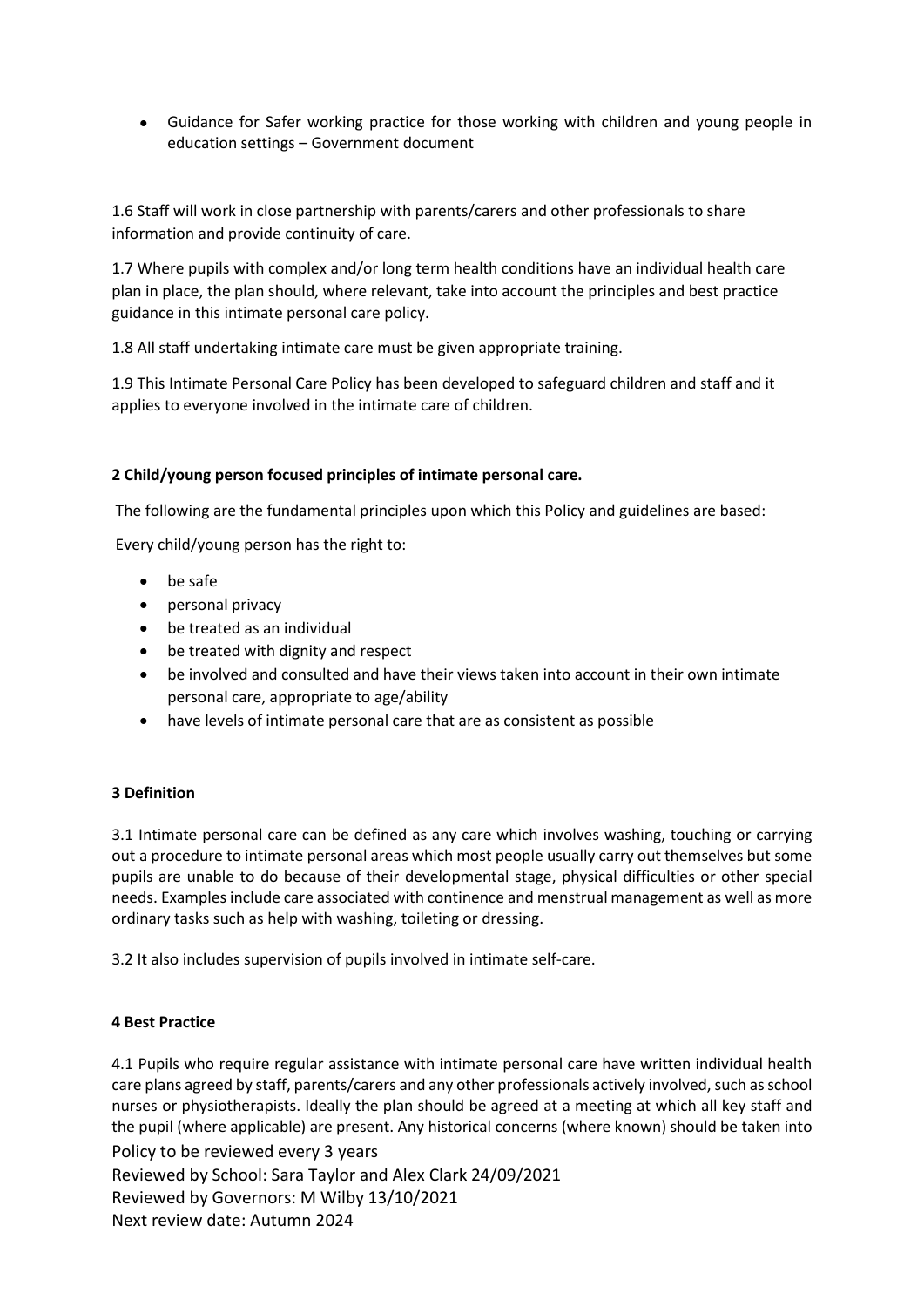- Guidance for Safer working practice for those working with children and young people in education settings – Government document

1.6 Staff will work in close partnership with parents/carers and other professionals to share information and provide continuity of care.

1.7 Where pupils with complex and/or long term health conditions have an individual health care plan in place, the plan should, where relevant, take into account the principles and best practice guidance in this intimate personal care policy.

1.8 All staff undertaking intimate care must be given appropriate training.

1.9 This Intimate Personal Care Policy has been developed to safeguard children and staff and it applies to everyone involved in the intimate care of children.

**2 Child/young person focused principles of intimate personal care.**

The following are the fundamental principles upon which this Policy and guidelines are based:

Every child/young person has the right to:

- be safe
- personal privacy
- be treated as an individual
- be treated with dignity and respect
- be involved and consulted and have their views taken into account in their own intimate personal care, appropriate to age/ability
- have levels of intimate personal care that are as consistent as possible

**3 Definition**

3.1 Intimate personal care can be defined as any care which involves washing, touching or carrying out a procedure to intimate personal areas which most people usually carry out themselves but some pupils are unable to do because of their developmental stage, physical difficulties or other special needs. Examples include care associated with continence and menstrual management as well as more ordinary tasks such as help with washing, toileting or dressing.

3.2 It also includes supervision of pupils involved in intimate self-care.

**4 Best Practice**

4.1 Pupils who require regular assistance with intimate personal care have written individual health care plans agreed by staff, parents/carers and any other professionals actively involved, such as school nurses or physiotherapists. Ideally the plan should be agreed at a meeting at which all key staff and the pupil (where applicable) are present. Any historical concerns (where known) should be taken into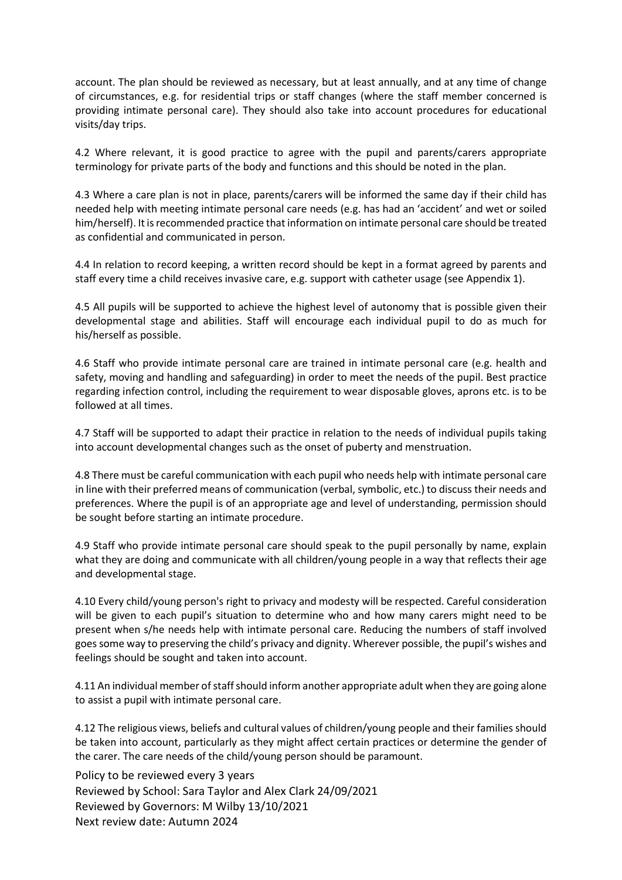account. The plan should be reviewed as necessary, but at least annually, and at any time of change of circumstances, e.g. for residential trips or staff changes (where the staff member concerned is providing intimate personal care). They should also take into account procedures for educational visits/day trips.

4.2 Where relevant, it is good practice to agree with the pupil and parents/carers appropriate terminology for private parts of the body and functions and this should be noted in the plan.

4.3 Where a care plan is not in place, parents/carers will be informed the same day if their child has needed help with meeting intimate personal care needs (e.g. has had an 'accident' and wet or soiled him/herself). It is recommended practice that information on intimate personal care should be treated as confidential and communicated in person.

4.4 In relation to record keeping, a written record should be kept in a format agreed by parents and staff every time a child receives invasive care, e.g. support with catheter usage (see Appendix 1).

4.5 All pupils will be supported to achieve the highest level of autonomy that is possible given their developmental stage and abilities. Staff will encourage each individual pupil to do as much for his/herself as possible.

4.6 Staff who provide intimate personal care are trained in intimate personal care (e.g. health and safety, moving and handling and safeguarding) in order to meet the needs of the pupil. Best practice regarding infection control, including the requirement to wear disposable gloves, aprons etc. is to be followed at all times.

4.7 Staff will be supported to adapt their practice in relation to the needs of individual pupils taking into account developmental changes such as the onset of puberty and menstruation.

4.8 There must be careful communication with each pupil who needs help with intimate personal care in line with their preferred means of communication (verbal, symbolic, etc.) to discuss their needs and preferences. Where the pupil is of an appropriate age and level of understanding, permission should be sought before starting an intimate procedure.

4.9 Staff who provide intimate personal care should speak to the pupil personally by name, explain what they are doing and communicate with all children/young people in a way that reflects their age and developmental stage.

4.10 Every child/young person's right to privacy and modesty will be respected. Careful consideration will be given to each pupil's situation to determine who and how many carers might need to be present when s/he needs help with intimate personal care. Reducing the numbers of staff involved goes some way to preserving the child's privacy and dignity. Wherever possible, the pupil's wishes and feelings should be sought and taken into account.

4.11 An individual member of staff should inform another appropriate adult when they are going alone to assist a pupil with intimate personal care.

4.12 The religious views, beliefs and cultural values of children/young people and their families should be taken into account, particularly as they might affect certain practices or determine the gender of the carer. The care needs of the child/young person should be paramount.

Policy to be reviewed every 3 years
Reviewed by School: Sara Taylor and Alex Clark 24/09/2021
Reviewed by Governors: M Wilby 13/10/2021
Next review date: Autumn 2024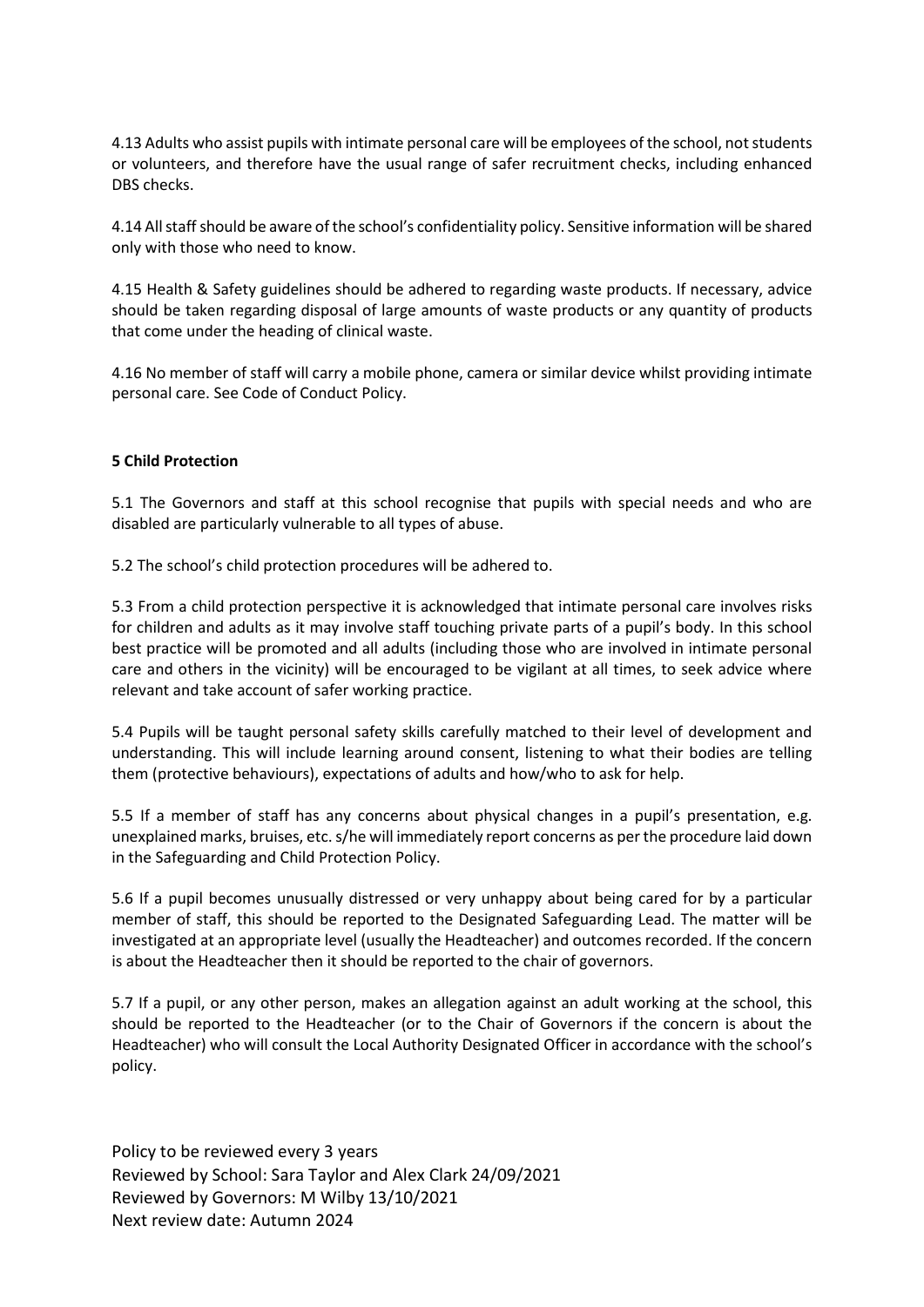4.13 Adults who assist pupils with intimate personal care will be employees of the school, not students or volunteers, and therefore have the usual range of safer recruitment checks, including enhanced DBS checks.

4.14 All staff should be aware of the school's confidentiality policy. Sensitive information will be shared only with those who need to know.

4.15 Health & Safety guidelines should be adhered to regarding waste products. If necessary, advice should be taken regarding disposal of large amounts of waste products or any quantity of products that come under the heading of clinical waste.

4.16 No member of staff will carry a mobile phone, camera or similar device whilst providing intimate personal care. See Code of Conduct Policy.

**5 Child Protection**

5.1 The Governors and staff at this school recognise that pupils with special needs and who are disabled are particularly vulnerable to all types of abuse.

5.2 The school's child protection procedures will be adhered to.

5.3 From a child protection perspective it is acknowledged that intimate personal care involves risks for children and adults as it may involve staff touching private parts of a pupil's body. In this school best practice will be promoted and all adults (including those who are involved in intimate personal care and others in the vicinity) will be encouraged to be vigilant at all times, to seek advice where relevant and take account of safer working practice.

5.4 Pupils will be taught personal safety skills carefully matched to their level of development and understanding. This will include learning around consent, listening to what their bodies are telling them (protective behaviours), expectations of adults and how/who to ask for help.

5.5 If a member of staff has any concerns about physical changes in a pupil's presentation, e.g. unexplained marks, bruises, etc. s/he will immediately report concerns as per the procedure laid down in the Safeguarding and Child Protection Policy.

5.6 If a pupil becomes unusually distressed or very unhappy about being cared for by a particular member of staff, this should be reported to the Designated Safeguarding Lead. The matter will be investigated at an appropriate level (usually the Headteacher) and outcomes recorded. If the concern is about the Headteacher then it should be reported to the chair of governors.

5.7 If a pupil, or any other person, makes an allegation against an adult working at the school, this should be reported to the Headteacher (or to the Chair of Governors if the concern is about the Headteacher) who will consult the Local Authority Designated Officer in accordance with the school's policy.

Policy to be reviewed every 3 years
Reviewed by School: Sara Taylor and Alex Clark 24/09/2021
Reviewed by Governors: M Wilby 13/10/2021
Next review date: Autumn 2024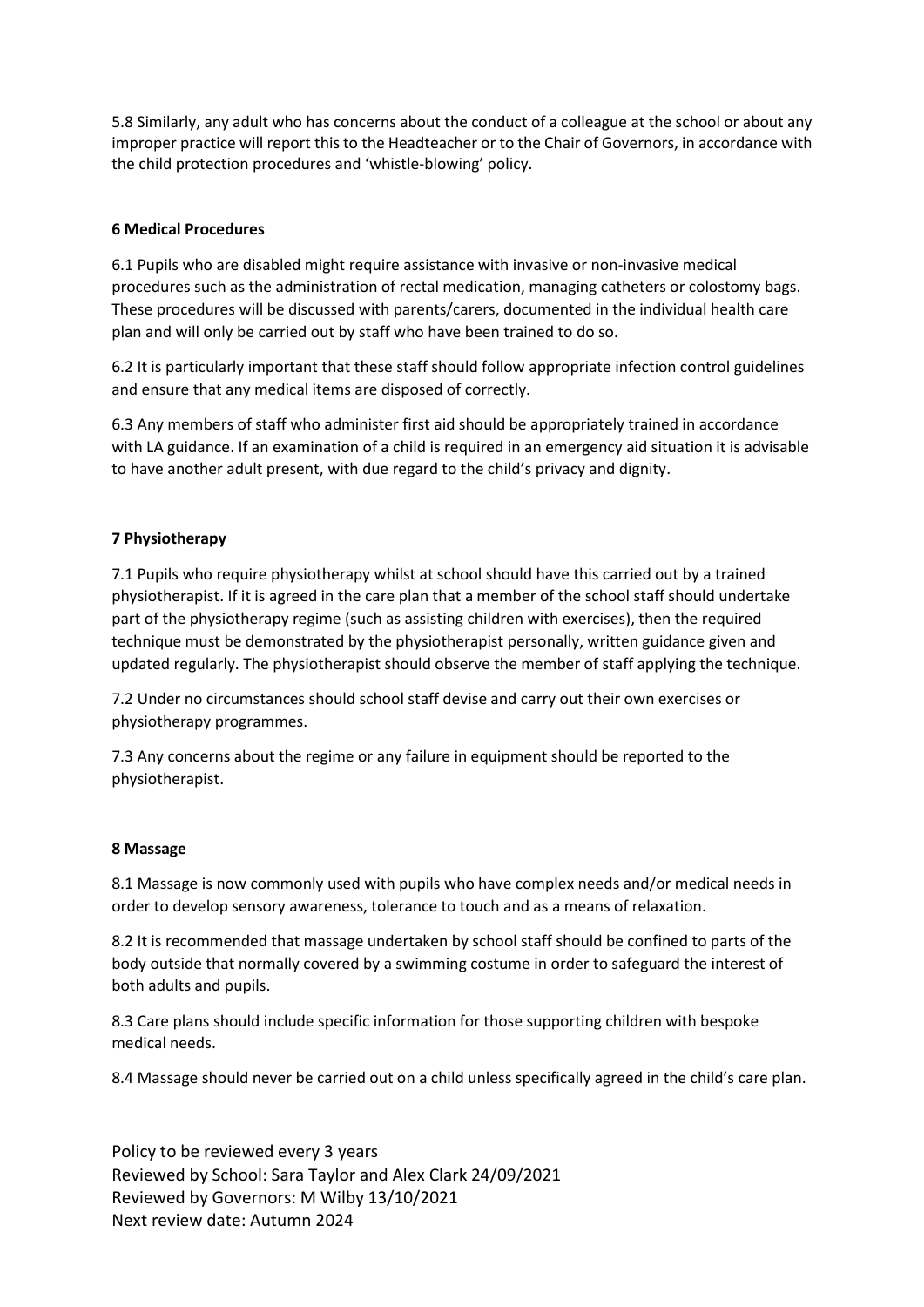5.8 Similarly, any adult who has concerns about the conduct of a colleague at the school or about any improper practice will report this to the Headteacher or to the Chair of Governors, in accordance with the child protection procedures and 'whistle-blowing' policy.

**6 Medical Procedures**

6.1 Pupils who are disabled might require assistance with invasive or non-invasive medical procedures such as the administration of rectal medication, managing catheters or colostomy bags. These procedures will be discussed with parents/carers, documented in the individual health care plan and will only be carried out by staff who have been trained to do so.

6.2 It is particularly important that these staff should follow appropriate infection control guidelines and ensure that any medical items are disposed of correctly.

6.3 Any members of staff who administer first aid should be appropriately trained in accordance with LA guidance. If an examination of a child is required in an emergency aid situation it is advisable to have another adult present, with due regard to the child's privacy and dignity.

**7 Physiotherapy**

7.1 Pupils who require physiotherapy whilst at school should have this carried out by a trained physiotherapist. If it is agreed in the care plan that a member of the school staff should undertake part of the physiotherapy regime (such as assisting children with exercises), then the required technique must be demonstrated by the physiotherapist personally, written guidance given and updated regularly. The physiotherapist should observe the member of staff applying the technique.

7.2 Under no circumstances should school staff devise and carry out their own exercises or physiotherapy programmes.

7.3 Any concerns about the regime or any failure in equipment should be reported to the physiotherapist.

**8 Massage**

8.1 Massage is now commonly used with pupils who have complex needs and/or medical needs in order to develop sensory awareness, tolerance to touch and as a means of relaxation.

8.2 It is recommended that massage undertaken by school staff should be confined to parts of the body outside that normally covered by a swimming costume in order to safeguard the interest of both adults and pupils.

8.3 Care plans should include specific information for those supporting children with bespoke medical needs.

8.4 Massage should never be carried out on a child unless specifically agreed in the child's care plan.

Policy to be reviewed every 3 years
Reviewed by School: Sara Taylor and Alex Clark 24/09/2021
Reviewed by Governors: M Wilby 13/10/2021
Next review date: Autumn 2024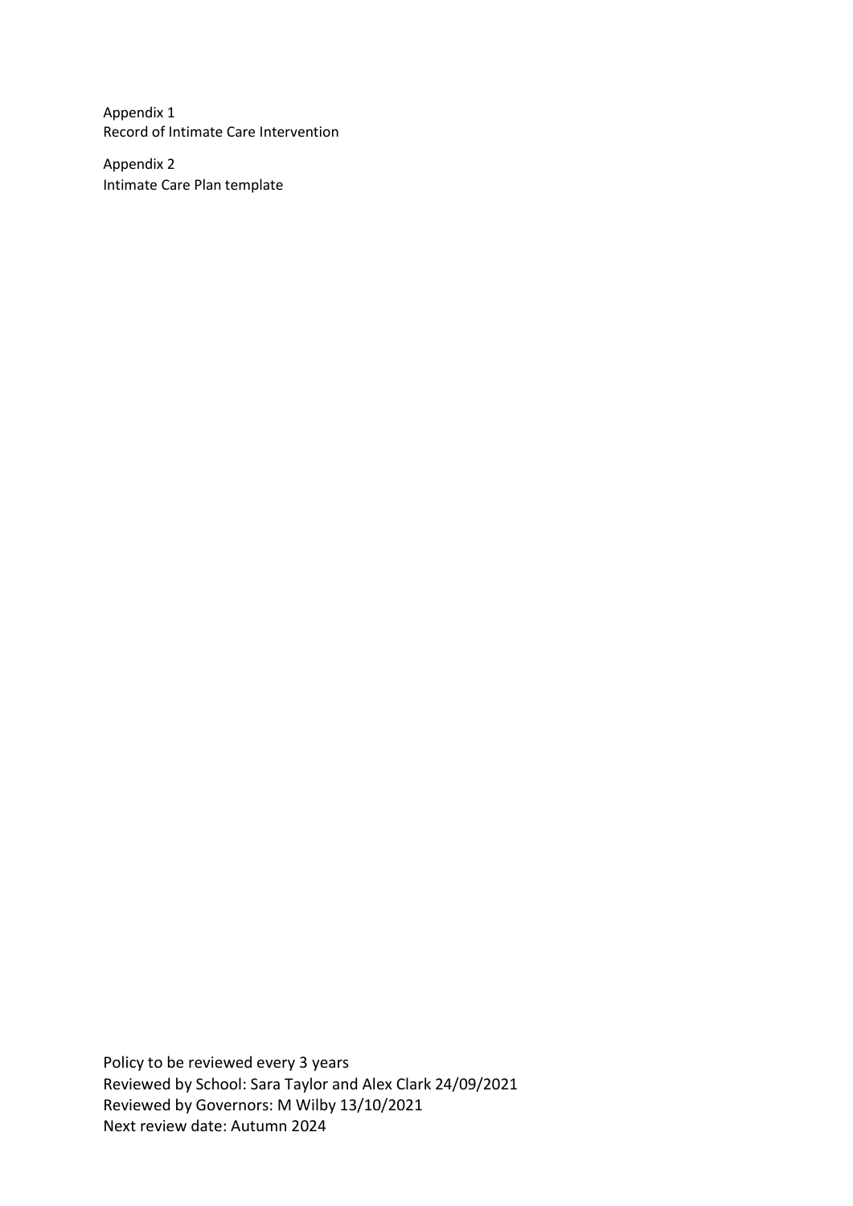Appendix 1
Record of Intimate Care Intervention

Appendix 2
Intimate Care Plan template

Policy to be reviewed every 3 years
Reviewed by School: Sara Taylor and Alex Clark 24/09/2021
Reviewed by Governors: M Wilby 13/10/2021
Next review date: Autumn 2024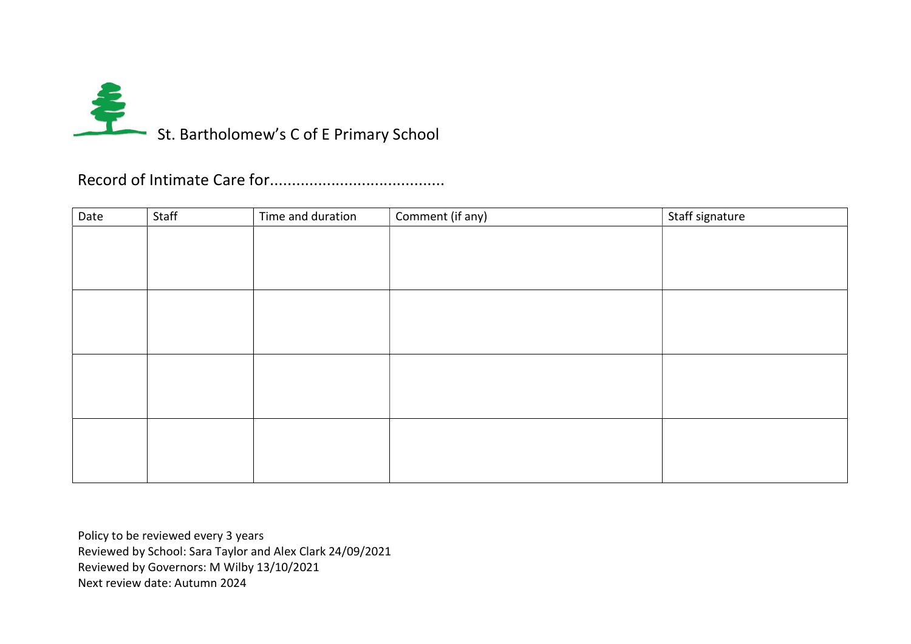St. Bartholomew's C of E Primary School

Record of Intimate Care for........................................

| Date | Staff | Time and duration | Comment (if any) | Staff signature |
|---|---|---|---|---|
| | | | | |
| | | | | |
| | | | | |
| | | | | |

Policy to be reviewed every 3 years
Reviewed by School: Sara Taylor and Alex Clark 24/09/2021
Reviewed by Governors: M Wilby 13/10/2021
Next review date: Autumn 2024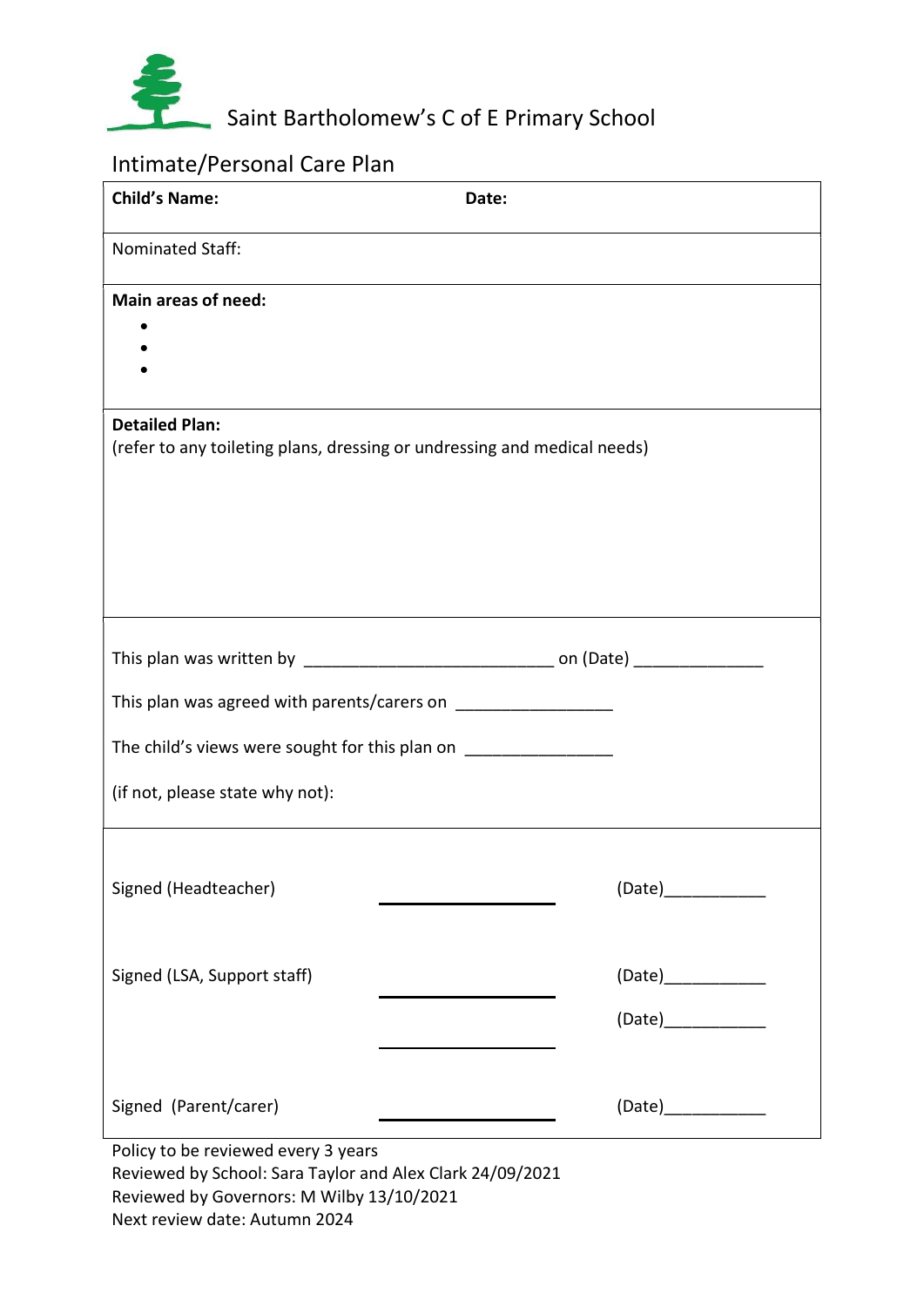# Saint Bartholomew's C of E Primary School

## Intimate/Personal Care Plan

**Child's Name:** **Date:**

Nominated Staff:

**Main areas of need:**

- 
- 
- 

**Detailed Plan:**
(refer to any toileting plans, dressing or undressing and medical needs)

This plan was written by ___________________________ on (Date) ______________

This plan was agreed with parents/carers on _________________

The child's views were sought for this plan on ________________

(if not, please state why not):

Signed (Headteacher) ____________________ (Date)___________

Signed (LSA, Support staff) ____________________ (Date)___________

____________________ (Date)___________

Signed (Parent/carer) ____________________ (Date)___________

Policy to be reviewed every 3 years
Reviewed by School: Sara Taylor and Alex Clark 24/09/2021
Reviewed by Governors: M Wilby 13/10/2021
Next review date: Autumn 2024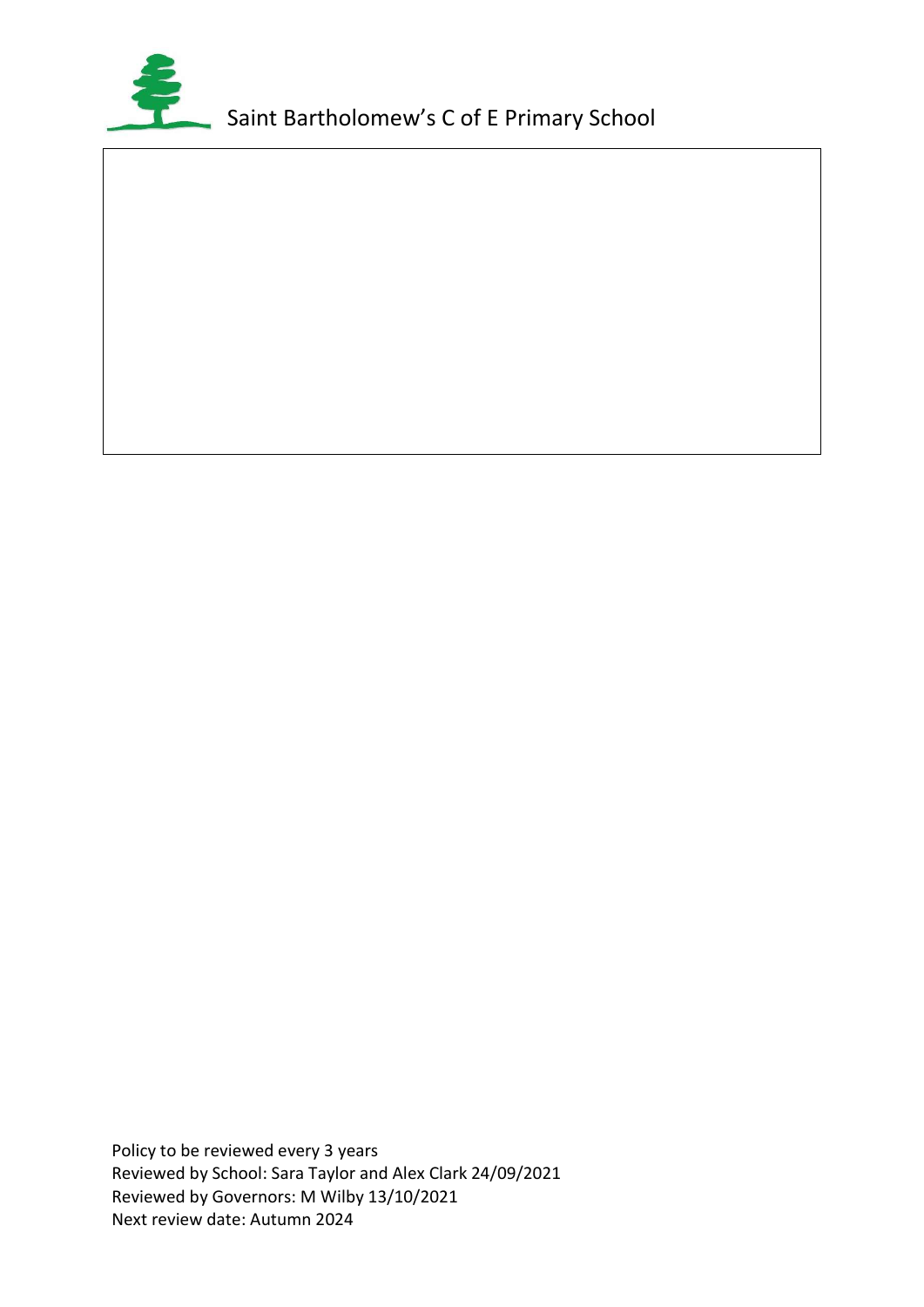Saint Bartholomew's C of E Primary School

Policy to be reviewed every 3 years
Reviewed by School: Sara Taylor and Alex Clark 24/09/2021
Reviewed by Governors: M Wilby 13/10/2021
Next review date: Autumn 2024